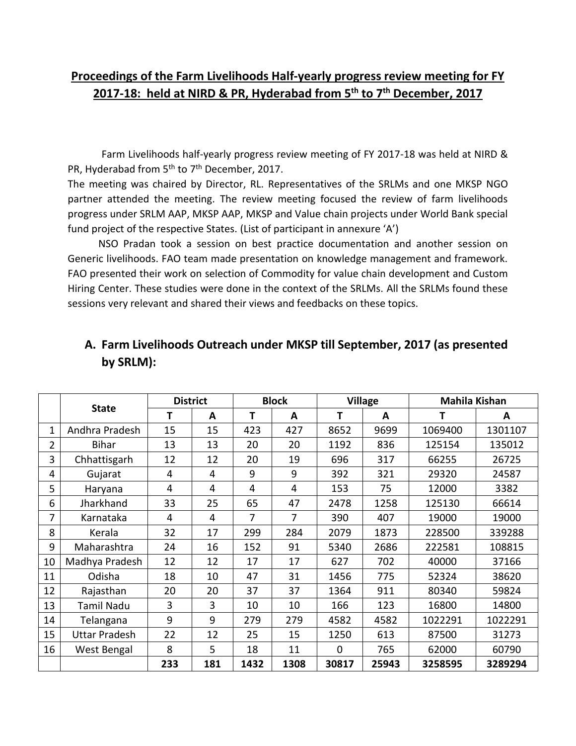# Proceedings of the Farm Livelihoods Half-yearly progress review meeting for FY 2017-18: held at NIRD & PR, Hyderabad from 5th to 7th December, 2017

Farm Livelihoods half-yearly progress review meeting of FY 2017-18 was held at NIRD & PR, Hyderabad from 5th to 7th December, 2017.

The meeting was chaired by Director, RL. Representatives of the SRLMs and one MKSP NGO partner attended the meeting. The review meeting focused the review of farm livelihoods progress under SRLM AAP, MKSP AAP, MKSP and Value chain projects under World Bank special fund project of the respective States. (List of participant in annexure 'A')

NSO Pradan took a session on best practice documentation and another session on Generic livelihoods. FAO team made presentation on knowledge management and framework. FAO presented their work on selection of Commodity for value chain development and Custom Hiring Center. These studies were done in the context of the SRLMs. All the SRLMs found these sessions very relevant and shared their views and feedbacks on these topics.

## A. Farm Livelihoods Outreach under MKSP till September, 2017 (as presented by SRLM):

| | State | District | | Block | | Village | | Mahila Kishan | |
|---|---|---|---|---|---|---|---|---|---|
| | | T | A | T | A | T | A | T | A |
| 1 | Andhra Pradesh | 15 | 15 | 423 | 427 | 8652 | 9699 | 1069400 | 1301107 |
| 2 | Bihar | 13 | 13 | 20 | 20 | 1192 | 836 | 125154 | 135012 |
| 3 | Chhattisgarh | 12 | 12 | 20 | 19 | 696 | 317 | 66255 | 26725 |
| 4 | Gujarat | 4 | 4 | 9 | 9 | 392 | 321 | 29320 | 24587 |
| 5 | Haryana | 4 | 4 | 4 | 4 | 153 | 75 | 12000 | 3382 |
| 6 | Jharkhand | 33 | 25 | 65 | 47 | 2478 | 1258 | 125130 | 66614 |
| 7 | Karnataka | 4 | 4 | 7 | 7 | 390 | 407 | 19000 | 19000 |
| 8 | Kerala | 32 | 17 | 299 | 284 | 2079 | 1873 | 228500 | 339288 |
| 9 | Maharashtra | 24 | 16 | 152 | 91 | 5340 | 2686 | 222581 | 108815 |
| 10 | Madhya Pradesh | 12 | 12 | 17 | 17 | 627 | 702 | 40000 | 37166 |
| 11 | Odisha | 18 | 10 | 47 | 31 | 1456 | 775 | 52324 | 38620 |
| 12 | Rajasthan | 20 | 20 | 37 | 37 | 1364 | 911 | 80340 | 59824 |
| 13 | Tamil Nadu | 3 | 3 | 10 | 10 | 166 | 123 | 16800 | 14800 |
| 14 | Telangana | 9 | 9 | 279 | 279 | 4582 | 4582 | 1022291 | 1022291 |
| 15 | Uttar Pradesh | 22 | 12 | 25 | 15 | 1250 | 613 | 87500 | 31273 |
| 16 | West Bengal | 8 | 5 | 18 | 11 | 0 | 765 | 62000 | 60790 |
| | | **233** | **181** | **1432** | **1308** | **30817** | **25943** | **3258595** | **3289294** |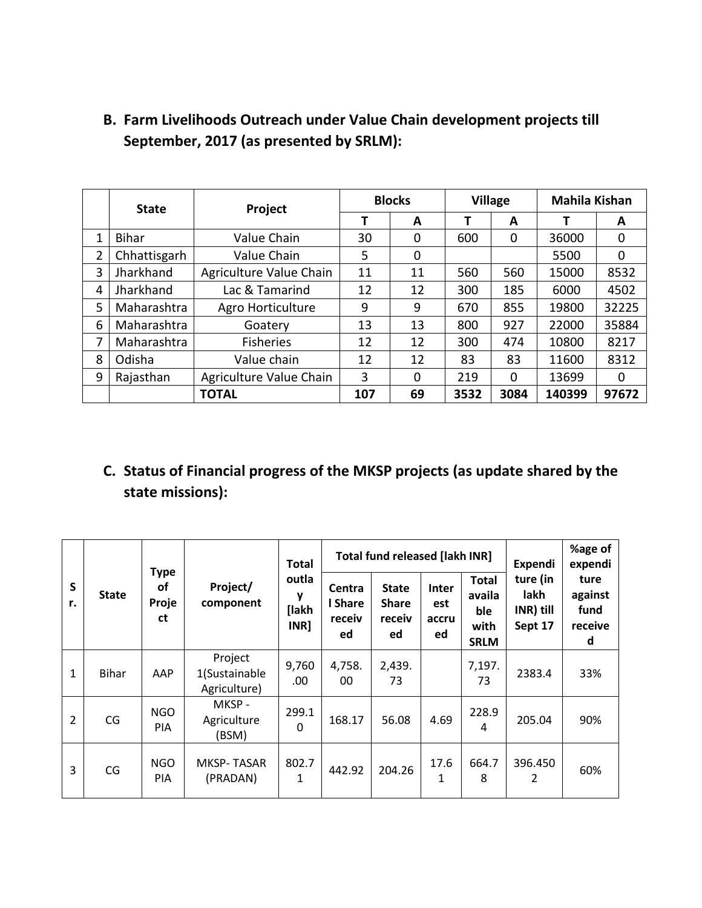## B. Farm Livelihoods Outreach under Value Chain development projects till September, 2017 (as presented by SRLM):

| | State | Project | Blocks | | Village | | Mahila Kishan | |
|---|---|---|---|---|---|---|---|---|
| | | | T | A | T | A | T | A |
| 1 | Bihar | Value Chain | 30 | 0 | 600 | 0 | 36000 | 0 |
| 2 | Chhattisgarh | Value Chain | 5 | 0 | | | 5500 | 0 |
| 3 | Jharkhand | Agriculture Value Chain | 11 | 11 | 560 | 560 | 15000 | 8532 |
| 4 | Jharkhand | Lac & Tamarind | 12 | 12 | 300 | 185 | 6000 | 4502 |
| 5 | Maharashtra | Agro Horticulture | 9 | 9 | 670 | 855 | 19800 | 32225 |
| 6 | Maharashtra | Goatery | 13 | 13 | 800 | 927 | 22000 | 35884 |
| 7 | Maharashtra | Fisheries | 12 | 12 | 300 | 474 | 10800 | 8217 |
| 8 | Odisha | Value chain | 12 | 12 | 83 | 83 | 11600 | 8312 |
| 9 | Rajasthan | Agriculture Value Chain | 3 | 0 | 219 | 0 | 13699 | 0 |
| | | **TOTAL** | **107** | **69** | **3532** | **3084** | **140399** | **97672** |

## C. Status of Financial progress of the MKSP projects (as update shared by the state missions):

| Sr. | State | Type of Project | Project/ component | Total outlay [lakh INR] | Total fund released [lakh INR] | | | | Expenditure (in lakh INR) till Sept 17 | %age of expenditure against fund received |
|---|---|---|---|---|---|---|---|---|---|---|
| | | | | | Central Share received | State Share received | Interest accrued | Total available with SRLM | | |
| 1 | Bihar | AAP | Project 1(Sustainable Agriculture) | 9,760.00 | 4,758.00 | 2,439.73 | | 7,197.73 | 2383.4 | 33% |
| 2 | CG | NGO PIA | MKSP - Agriculture (BSM) | 299.10 | 168.17 | 56.08 | 4.69 | 228.94 | 205.04 | 90% |
| 3 | CG | NGO PIA | MKSP- TASAR (PRADAN) | 802.71 | 442.92 | 204.26 | 17.61 | 664.78 | 396.4502 | 60% |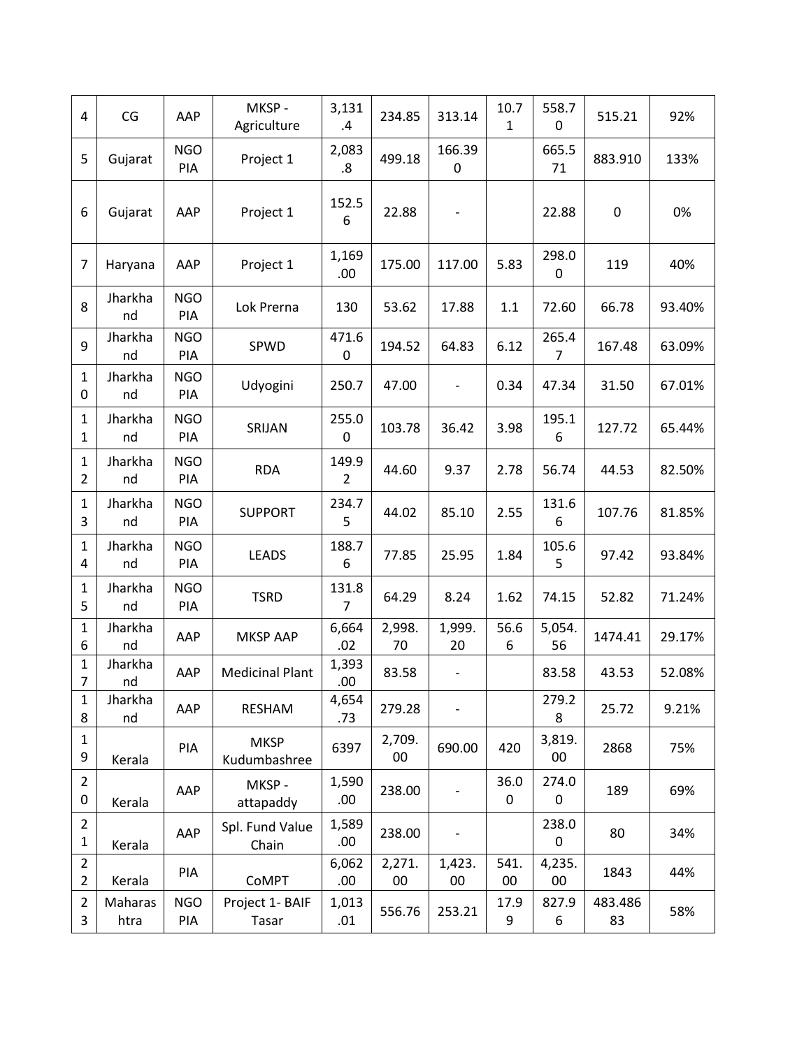| | | | | | | | | | | |
|---|---|---|---|---|---|---|---|---|---|---|
| 4 | CG | AAP | MKSP - Agriculture | 3,131.4 | 234.85 | 313.14 | 10.71 | 558.70 | 515.21 | 92% |
| 5 | Gujarat | NGO PIA | Project 1 | 2,083.8 | 499.18 | 166.390 | | 665.571 | 883.910 | 133% |
| 6 | Gujarat | AAP | Project 1 | 152.56 | 22.88 | - | | 22.88 | 0 | 0% |
| 7 | Haryana | AAP | Project 1 | 1,169.00 | 175.00 | 117.00 | 5.83 | 298.00 | 119 | 40% |
| 8 | Jharkhand | NGO PIA | Lok Prerna | 130 | 53.62 | 17.88 | 1.1 | 72.60 | 66.78 | 93.40% |
| 9 | Jharkhand | NGO PIA | SPWD | 471.60 | 194.52 | 64.83 | 6.12 | 265.47 | 167.48 | 63.09% |
| 10 | Jharkhand | NGO PIA | Udyogini | 250.7 | 47.00 | - | 0.34 | 47.34 | 31.50 | 67.01% |
| 11 | Jharkhand | NGO PIA | SRIJAN | 255.00 | 103.78 | 36.42 | 3.98 | 195.16 | 127.72 | 65.44% |
| 12 | Jharkhand | NGO PIA | RDA | 149.92 | 44.60 | 9.37 | 2.78 | 56.74 | 44.53 | 82.50% |
| 13 | Jharkhand | NGO PIA | SUPPORT | 234.75 | 44.02 | 85.10 | 2.55 | 131.66 | 107.76 | 81.85% |
| 14 | Jharkhand | NGO PIA | LEADS | 188.76 | 77.85 | 25.95 | 1.84 | 105.65 | 97.42 | 93.84% |
| 15 | Jharkhand | NGO PIA | TSRD | 131.87 | 64.29 | 8.24 | 1.62 | 74.15 | 52.82 | 71.24% |
| 16 | Jharkhand | AAP | MKSP AAP | 6,664.02 | 2,998.70 | 1,999.20 | 56.66 | 5,054.56 | 1474.41 | 29.17% |
| 17 | Jharkhand | AAP | Medicinal Plant | 1,393.00 | 83.58 | - | | 83.58 | 43.53 | 52.08% |
| 18 | Jharkhand | AAP | RESHAM | 4,654.73 | 279.28 | - | | 279.28 | 25.72 | 9.21% |
| 19 | Kerala | PIA | MKSP Kudumbashree | 6397 | 2,709.00 | 690.00 | 420 | 3,819.00 | 2868 | 75% |
| 20 | Kerala | AAP | MKSP - attapaddy | 1,590.00 | 238.00 | - | 36.00 | 274.00 | 189 | 69% |
| 21 | Kerala | AAP | Spl. Fund Value Chain | 1,589.00 | 238.00 | - | | 238.00 | 80 | 34% |
| 22 | Kerala | PIA | CoMPT | 6,062.00 | 2,271.00 | 1,423.00 | 541.00 | 4,235.00 | 1843 | 44% |
| 23 | Maharashtra | NGO PIA | Project 1- BAIF Tasar | 1,013.01 | 556.76 | 253.21 | 17.99 | 827.96 | 483.48683 | 58% |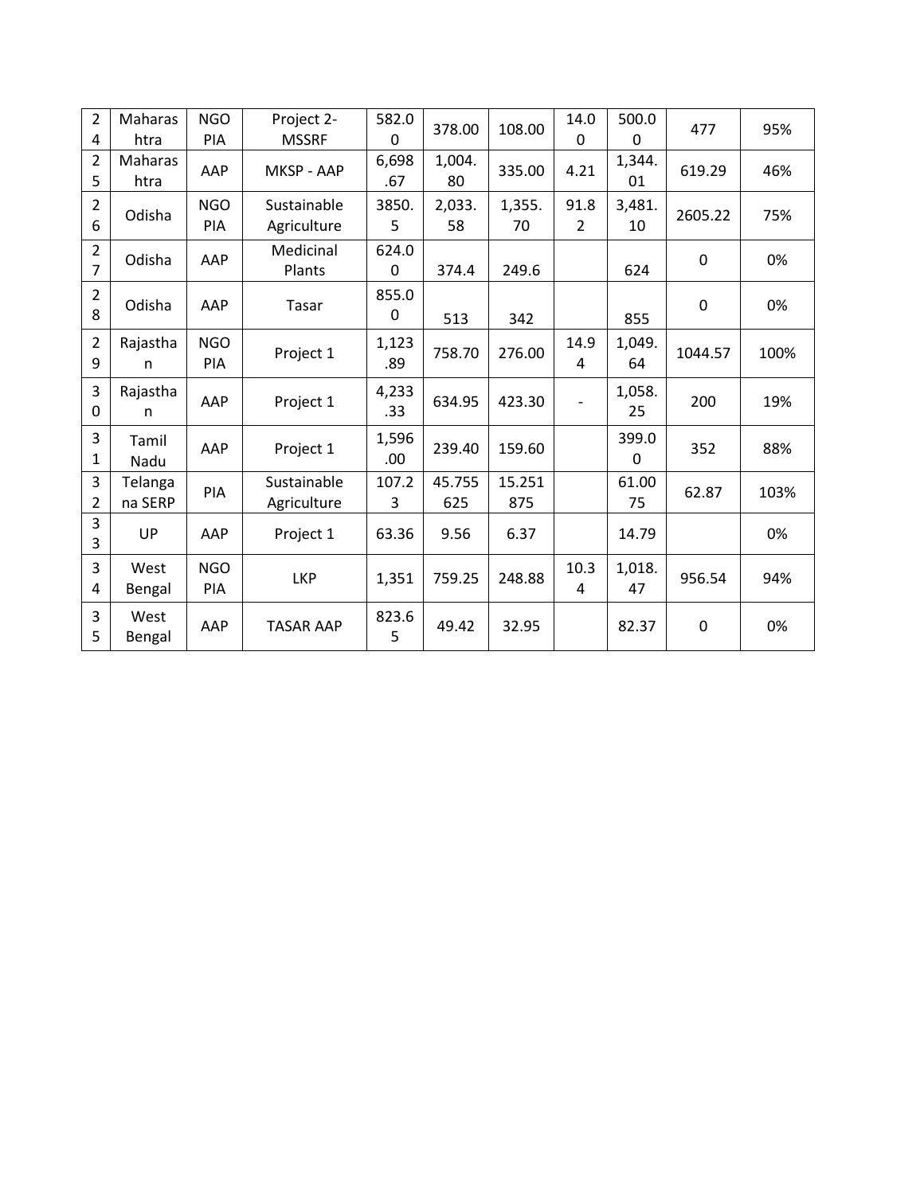| | | | | | | | | | | |
|---|---|---|---|---|---|---|---|---|---|---|
| 24 | Maharashtra | NGO PIA | Project 2-MSSRF | 582.00 | 378.00 | 108.00 | 14.00 | 500.00 | 477 | 95% |
| 25 | Maharashtra | AAP | MKSP - AAP | 6,698.67 | 1,004.80 | 335.00 | 4.21 | 1,344.01 | 619.29 | 46% |
| 26 | Odisha | NGO PIA | Sustainable Agriculture | 3850.5 | 2,033.58 | 1,355.70 | 91.82 | 3,481.10 | 2605.22 | 75% |
| 27 | Odisha | AAP | Medicinal Plants | 624.00 | 374.4 | 249.6 | | 624 | 0 | 0% |
| 28 | Odisha | AAP | Tasar | 855.00 | 513 | 342 | | 855 | 0 | 0% |
| 29 | Rajasthan | NGO PIA | Project 1 | 1,123.89 | 758.70 | 276.00 | 14.94 | 1,049.64 | 1044.57 | 100% |
| 30 | Rajasthan | AAP | Project 1 | 4,233.33 | 634.95 | 423.30 | - | 1,058.25 | 200 | 19% |
| 31 | Tamil Nadu | AAP | Project 1 | 1,596.00 | 239.40 | 159.60 | | 399.00 | 352 | 88% |
| 32 | Telangana SERP | PIA | Sustainable Agriculture | 107.23 | 45.755625 | 15.251875 | | 61.0075 | 62.87 | 103% |
| 33 | UP | AAP | Project 1 | 63.36 | 9.56 | 6.37 | | 14.79 | | 0% |
| 34 | West Bengal | NGO PIA | LKP | 1,351 | 759.25 | 248.88 | 10.34 | 1,018.47 | 956.54 | 94% |
| 35 | West Bengal | AAP | TASAR AAP | 823.65 | 49.42 | 32.95 | | 82.37 | 0 | 0% |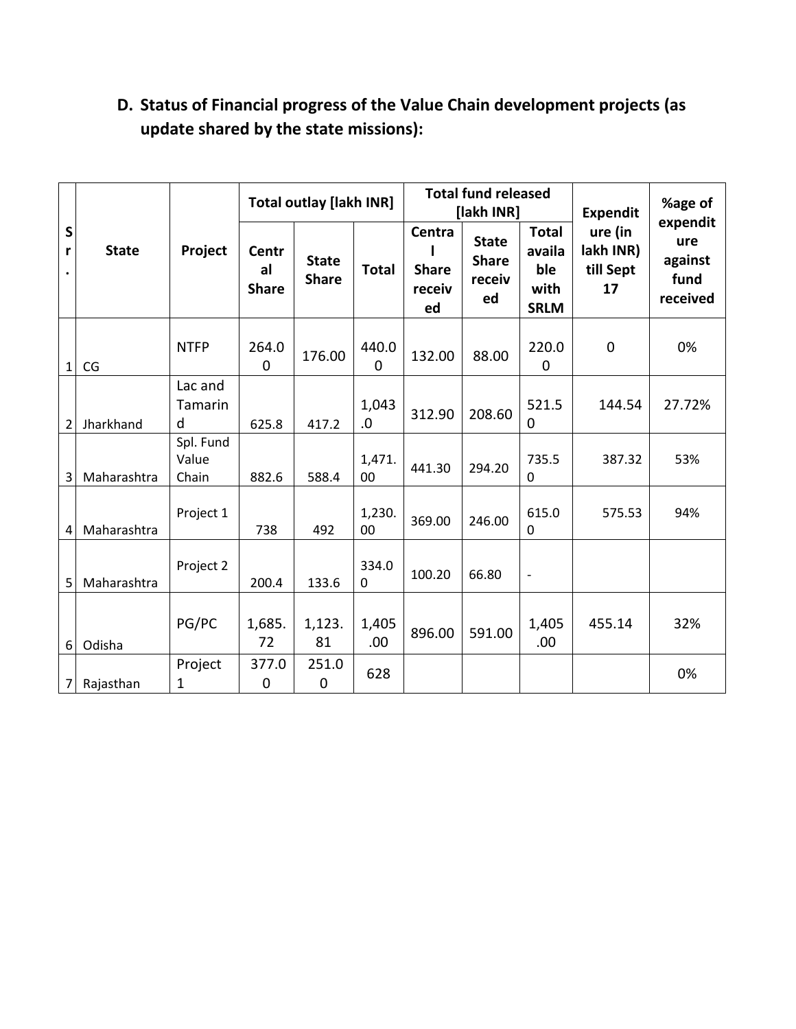## D. Status of Financial progress of the Value Chain development projects (as update shared by the state missions):

| Sr. | State | Project | Total outlay [lakh INR] | | | Total fund released [lakh INR] | | | Expenditure (in lakh INR) till Sept 17 | %age of expenditure against fund received |
|---|---|---|---|---|---|---|---|---|---|---|
| | | | Central Share | State Share | Total | Central Share received | State Share received | Total available with SRLM | | |
| 1 | CG | NTFP | 264.00 | 176.00 | 440.00 | 132.00 | 88.00 | 220.00 | 0 | 0% |
| 2 | Jharkhand | Lac and Tamarind | 625.8 | 417.2 | 1,043.0 | 312.90 | 208.60 | 521.50 | 144.54 | 27.72% |
| 3 | Maharashtra | Spl. Fund Value Chain | 882.6 | 588.4 | 1,471.00 | 441.30 | 294.20 | 735.50 | 387.32 | 53% |
| 4 | Maharashtra | Project 1 | 738 | 492 | 1,230.00 | 369.00 | 246.00 | 615.00 | 575.53 | 94% |
| 5 | Maharashtra | Project 2 | 200.4 | 133.6 | 334.00 | 100.20 | 66.80 | - | | |
| 6 | Odisha | PG/PC | 1,685.72 | 1,123.81 | 1,405.00 | 896.00 | 591.00 | 1,405.00 | 455.14 | 32% |
| 7 | Rajasthan | Project 1 | 377.00 | 251.00 | 628 | | | | | 0% |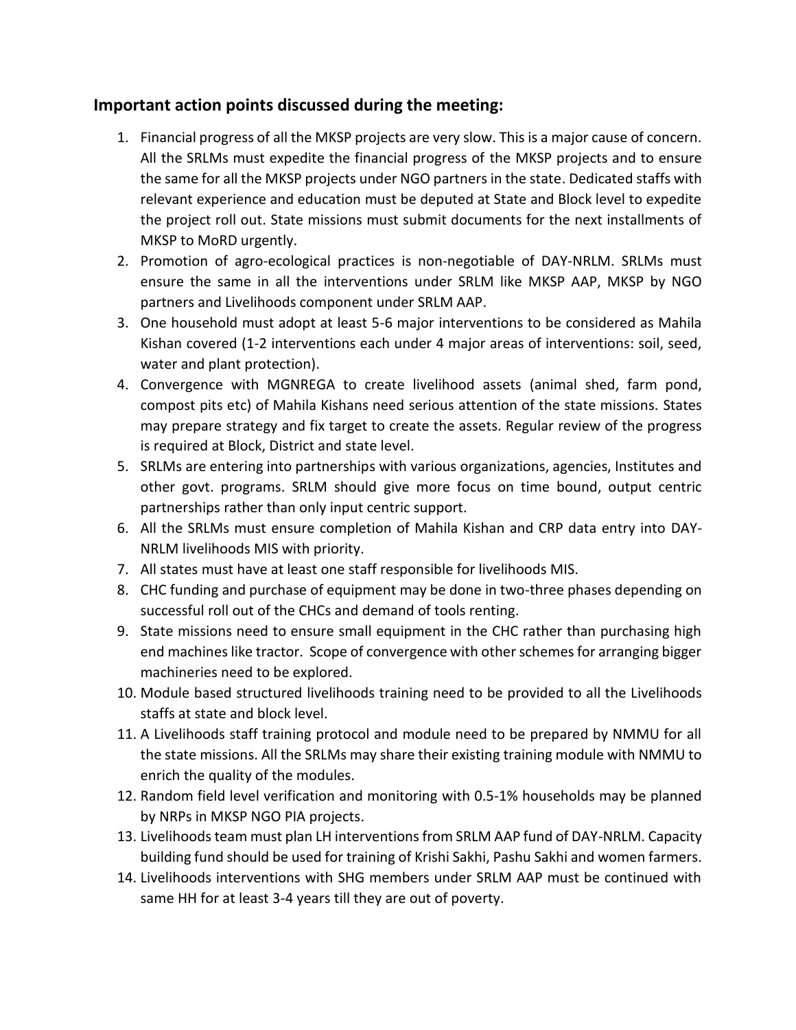## Important action points discussed during the meeting:

1. Financial progress of all the MKSP projects are very slow. This is a major cause of concern. All the SRLMs must expedite the financial progress of the MKSP projects and to ensure the same for all the MKSP projects under NGO partners in the state. Dedicated staffs with relevant experience and education must be deputed at State and Block level to expedite the project roll out. State missions must submit documents for the next installments of MKSP to MoRD urgently.
2. Promotion of agro-ecological practices is non-negotiable of DAY-NRLM. SRLMs must ensure the same in all the interventions under SRLM like MKSP AAP, MKSP by NGO partners and Livelihoods component under SRLM AAP.
3. One household must adopt at least 5-6 major interventions to be considered as Mahila Kishan covered (1-2 interventions each under 4 major areas of interventions: soil, seed, water and plant protection).
4. Convergence with MGNREGA to create livelihood assets (animal shed, farm pond, compost pits etc) of Mahila Kishans need serious attention of the state missions. States may prepare strategy and fix target to create the assets. Regular review of the progress is required at Block, District and state level.
5. SRLMs are entering into partnerships with various organizations, agencies, Institutes and other govt. programs. SRLM should give more focus on time bound, output centric partnerships rather than only input centric support.
6. All the SRLMs must ensure completion of Mahila Kishan and CRP data entry into DAY-NRLM livelihoods MIS with priority.
7. All states must have at least one staff responsible for livelihoods MIS.
8. CHC funding and purchase of equipment may be done in two-three phases depending on successful roll out of the CHCs and demand of tools renting.
9. State missions need to ensure small equipment in the CHC rather than purchasing high end machines like tractor. Scope of convergence with other schemes for arranging bigger machineries need to be explored.
10. Module based structured livelihoods training need to be provided to all the Livelihoods staffs at state and block level.
11. A Livelihoods staff training protocol and module need to be prepared by NMMU for all the state missions. All the SRLMs may share their existing training module with NMMU to enrich the quality of the modules.
12. Random field level verification and monitoring with 0.5-1% households may be planned by NRPs in MKSP NGO PIA projects.
13. Livelihoods team must plan LH interventions from SRLM AAP fund of DAY-NRLM. Capacity building fund should be used for training of Krishi Sakhi, Pashu Sakhi and women farmers.
14. Livelihoods interventions with SHG members under SRLM AAP must be continued with same HH for at least 3-4 years till they are out of poverty.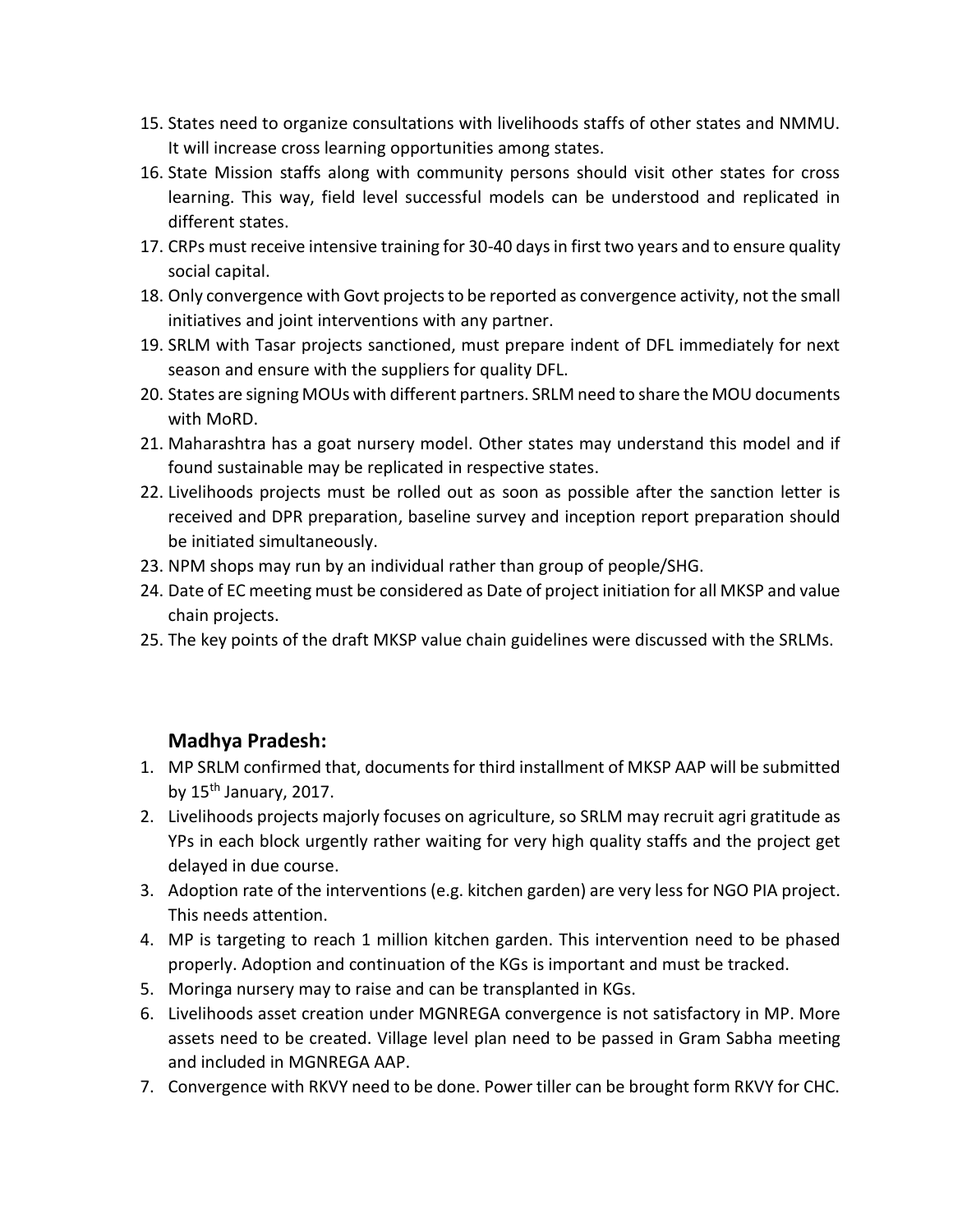15. States need to organize consultations with livelihoods staffs of other states and NMMU. It will increase cross learning opportunities among states.
16. State Mission staffs along with community persons should visit other states for cross learning. This way, field level successful models can be understood and replicated in different states.
17. CRPs must receive intensive training for 30-40 days in first two years and to ensure quality social capital.
18. Only convergence with Govt projects to be reported as convergence activity, not the small initiatives and joint interventions with any partner.
19. SRLM with Tasar projects sanctioned, must prepare indent of DFL immediately for next season and ensure with the suppliers for quality DFL.
20. States are signing MOUs with different partners. SRLM need to share the MOU documents with MoRD.
21. Maharashtra has a goat nursery model. Other states may understand this model and if found sustainable may be replicated in respective states.
22. Livelihoods projects must be rolled out as soon as possible after the sanction letter is received and DPR preparation, baseline survey and inception report preparation should be initiated simultaneously.
23. NPM shops may run by an individual rather than group of people/SHG.
24. Date of EC meeting must be considered as Date of project initiation for all MKSP and value chain projects.
25. The key points of the draft MKSP value chain guidelines were discussed with the SRLMs.

### Madhya Pradesh:

1. MP SRLM confirmed that, documents for third installment of MKSP AAP will be submitted by 15th January, 2017.
2. Livelihoods projects majorly focuses on agriculture, so SRLM may recruit agri gratitude as YPs in each block urgently rather waiting for very high quality staffs and the project get delayed in due course.
3. Adoption rate of the interventions (e.g. kitchen garden) are very less for NGO PIA project. This needs attention.
4. MP is targeting to reach 1 million kitchen garden. This intervention need to be phased properly. Adoption and continuation of the KGs is important and must be tracked.
5. Moringa nursery may to raise and can be transplanted in KGs.
6. Livelihoods asset creation under MGNREGA convergence is not satisfactory in MP. More assets need to be created. Village level plan need to be passed in Gram Sabha meeting and included in MGNREGA AAP.
7. Convergence with RKVY need to be done. Power tiller can be brought form RKVY for CHC.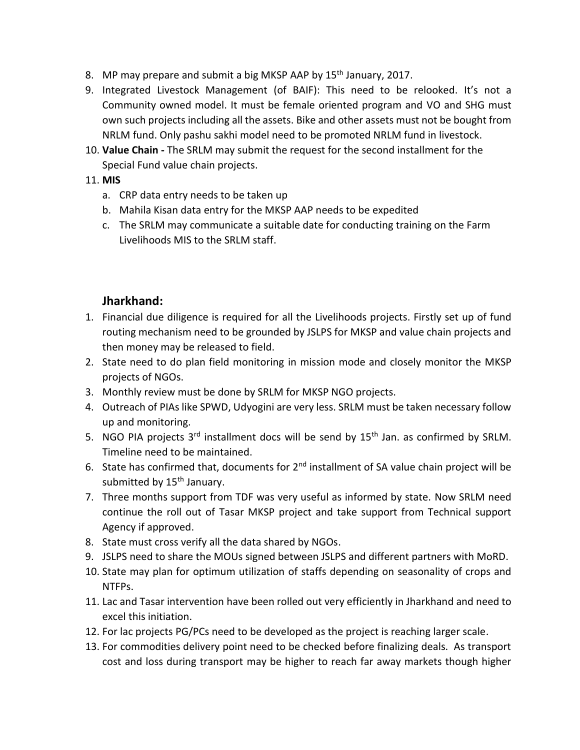8. MP may prepare and submit a big MKSP AAP by 15th January, 2017.
9. Integrated Livestock Management (of BAIF): This need to be relooked. It's not a Community owned model. It must be female oriented program and VO and SHG must own such projects including all the assets. Bike and other assets must not be bought from NRLM fund. Only pashu sakhi model need to be promoted NRLM fund in livestock.
10. **Value Chain -** The SRLM may submit the request for the second installment for the Special Fund value chain projects.
11. **MIS**
    a. CRP data entry needs to be taken up
    b. Mahila Kisan data entry for the MKSP AAP needs to be expedited
    c. The SRLM may communicate a suitable date for conducting training on the Farm Livelihoods MIS to the SRLM staff.

## Jharkhand:

1. Financial due diligence is required for all the Livelihoods projects. Firstly set up of fund routing mechanism need to be grounded by JSLPS for MKSP and value chain projects and then money may be released to field.
2. State need to do plan field monitoring in mission mode and closely monitor the MKSP projects of NGOs.
3. Monthly review must be done by SRLM for MKSP NGO projects.
4. Outreach of PIAs like SPWD, Udyogini are very less. SRLM must be taken necessary follow up and monitoring.
5. NGO PIA projects 3rd installment docs will be send by 15th Jan. as confirmed by SRLM. Timeline need to be maintained.
6. State has confirmed that, documents for 2nd installment of SA value chain project will be submitted by 15th January.
7. Three months support from TDF was very useful as informed by state. Now SRLM need continue the roll out of Tasar MKSP project and take support from Technical support Agency if approved.
8. State must cross verify all the data shared by NGOs.
9. JSLPS need to share the MOUs signed between JSLPS and different partners with MoRD.
10. State may plan for optimum utilization of staffs depending on seasonality of crops and NTFPs.
11. Lac and Tasar intervention have been rolled out very efficiently in Jharkhand and need to excel this initiation.
12. For lac projects PG/PCs need to be developed as the project is reaching larger scale.
13. For commodities delivery point need to be checked before finalizing deals. As transport cost and loss during transport may be higher to reach far away markets though higher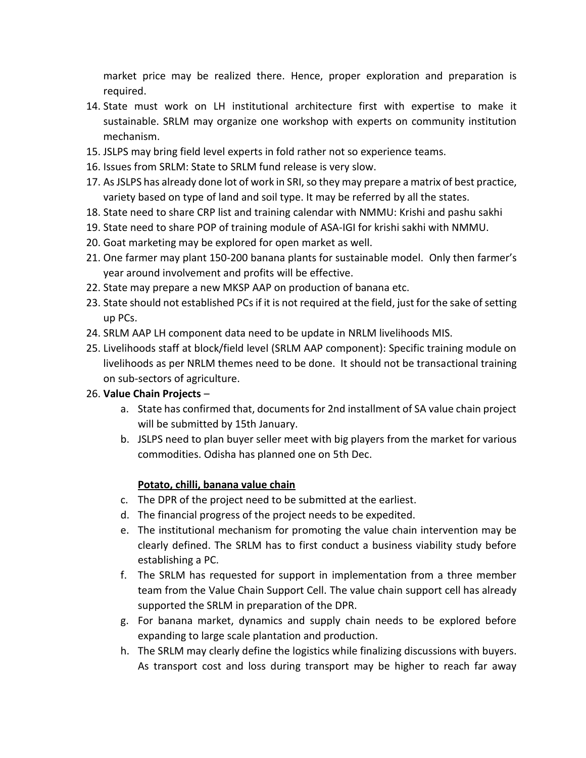market price may be realized there. Hence, proper exploration and preparation is required.

14. State must work on LH institutional architecture first with expertise to make it sustainable. SRLM may organize one workshop with experts on community institution mechanism.
15. JSLPS may bring field level experts in fold rather not so experience teams.
16. Issues from SRLM: State to SRLM fund release is very slow.
17. As JSLPS has already done lot of work in SRI, so they may prepare a matrix of best practice, variety based on type of land and soil type. It may be referred by all the states.
18. State need to share CRP list and training calendar with NMMU: Krishi and pashu sakhi
19. State need to share POP of training module of ASA-IGI for krishi sakhi with NMMU.
20. Goat marketing may be explored for open market as well.
21. One farmer may plant 150-200 banana plants for sustainable model. Only then farmer's year around involvement and profits will be effective.
22. State may prepare a new MKSP AAP on production of banana etc.
23. State should not established PCs if it is not required at the field, just for the sake of setting up PCs.
24. SRLM AAP LH component data need to be update in NRLM livelihoods MIS.
25. Livelihoods staff at block/field level (SRLM AAP component): Specific training module on livelihoods as per NRLM themes need to be done. It should not be transactional training on sub-sectors of agriculture.
26. **Value Chain Projects** –
    a. State has confirmed that, documents for 2nd installment of SA value chain project will be submitted by 15th January.
    b. JSLPS need to plan buyer seller meet with big players from the market for various commodities. Odisha has planned one on 5th Dec.

    **Potato, chilli, banana value chain**

    c. The DPR of the project need to be submitted at the earliest.
    d. The financial progress of the project needs to be expedited.
    e. The institutional mechanism for promoting the value chain intervention may be clearly defined. The SRLM has to first conduct a business viability study before establishing a PC.
    f. The SRLM has requested for support in implementation from a three member team from the Value Chain Support Cell. The value chain support cell has already supported the SRLM in preparation of the DPR.
    g. For banana market, dynamics and supply chain needs to be explored before expanding to large scale plantation and production.
    h. The SRLM may clearly define the logistics while finalizing discussions with buyers. As transport cost and loss during transport may be higher to reach far away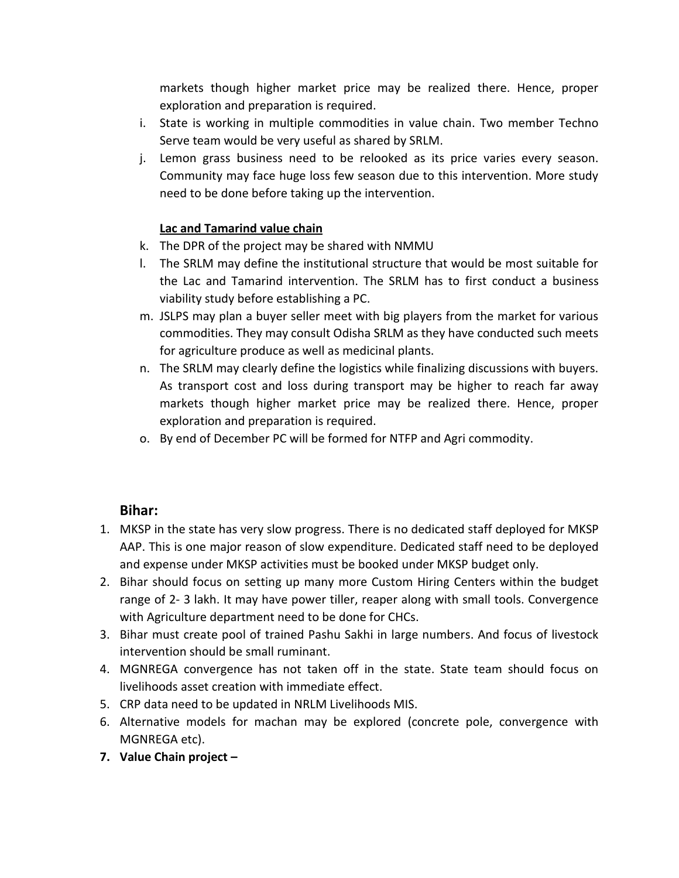markets though higher market price may be realized there. Hence, proper exploration and preparation is required.

i. State is working in multiple commodities in value chain. Two member Techno Serve team would be very useful as shared by SRLM.
j. Lemon grass business need to be relooked as its price varies every season. Community may face huge loss few season due to this intervention. More study need to be done before taking up the intervention.

**Lac and Tamarind value chain**

k. The DPR of the project may be shared with NMMU
l. The SRLM may define the institutional structure that would be most suitable for the Lac and Tamarind intervention. The SRLM has to first conduct a business viability study before establishing a PC.
m. JSLPS may plan a buyer seller meet with big players from the market for various commodities. They may consult Odisha SRLM as they have conducted such meets for agriculture produce as well as medicinal plants.
n. The SRLM may clearly define the logistics while finalizing discussions with buyers. As transport cost and loss during transport may be higher to reach far away markets though higher market price may be realized there. Hence, proper exploration and preparation is required.
o. By end of December PC will be formed for NTFP and Agri commodity.

## Bihar:

1. MKSP in the state has very slow progress. There is no dedicated staff deployed for MKSP AAP. This is one major reason of slow expenditure. Dedicated staff need to be deployed and expense under MKSP activities must be booked under MKSP budget only.
2. Bihar should focus on setting up many more Custom Hiring Centers within the budget range of 2- 3 lakh. It may have power tiller, reaper along with small tools. Convergence with Agriculture department need to be done for CHCs.
3. Bihar must create pool of trained Pashu Sakhi in large numbers. And focus of livestock intervention should be small ruminant.
4. MGNREGA convergence has not taken off in the state. State team should focus on livelihoods asset creation with immediate effect.
5. CRP data need to be updated in NRLM Livelihoods MIS.
6. Alternative models for machan may be explored (concrete pole, convergence with MGNREGA etc).
7. **Value Chain project –**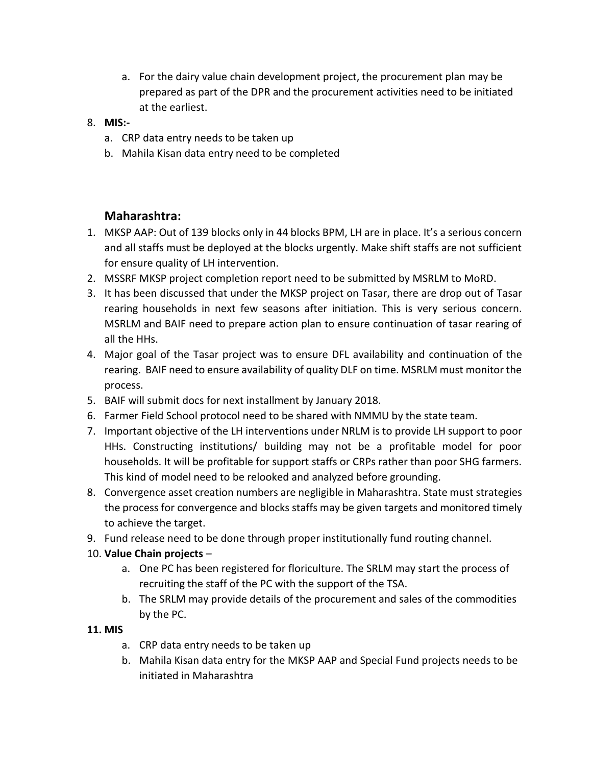a. For the dairy value chain development project, the procurement plan may be prepared as part of the DPR and the procurement activities need to be initiated at the earliest.

8. **MIS:-**
    a. CRP data entry needs to be taken up
    b. Mahila Kisan data entry need to be completed

## Maharashtra:

1. MKSP AAP: Out of 139 blocks only in 44 blocks BPM, LH are in place. It's a serious concern and all staffs must be deployed at the blocks urgently. Make shift staffs are not sufficient for ensure quality of LH intervention.
2. MSSRF MKSP project completion report need to be submitted by MSRLM to MoRD.
3. It has been discussed that under the MKSP project on Tasar, there are drop out of Tasar rearing households in next few seasons after initiation. This is very serious concern. MSRLM and BAIF need to prepare action plan to ensure continuation of tasar rearing of all the HHs.
4. Major goal of the Tasar project was to ensure DFL availability and continuation of the rearing. BAIF need to ensure availability of quality DLF on time. MSRLM must monitor the process.
5. BAIF will submit docs for next installment by January 2018.
6. Farmer Field School protocol need to be shared with NMMU by the state team.
7. Important objective of the LH interventions under NRLM is to provide LH support to poor HHs. Constructing institutions/ building may not be a profitable model for poor households. It will be profitable for support staffs or CRPs rather than poor SHG farmers. This kind of model need to be relooked and analyzed before grounding.
8. Convergence asset creation numbers are negligible in Maharashtra. State must strategies the process for convergence and blocks staffs may be given targets and monitored timely to achieve the target.
9. Fund release need to be done through proper institutionally fund routing channel.
10. **Value Chain projects** –
    a. One PC has been registered for floriculture. The SRLM may start the process of recruiting the staff of the PC with the support of the TSA.
    b. The SRLM may provide details of the procurement and sales of the commodities by the PC.
11. **MIS**
    a. CRP data entry needs to be taken up
    b. Mahila Kisan data entry for the MKSP AAP and Special Fund projects needs to be initiated in Maharashtra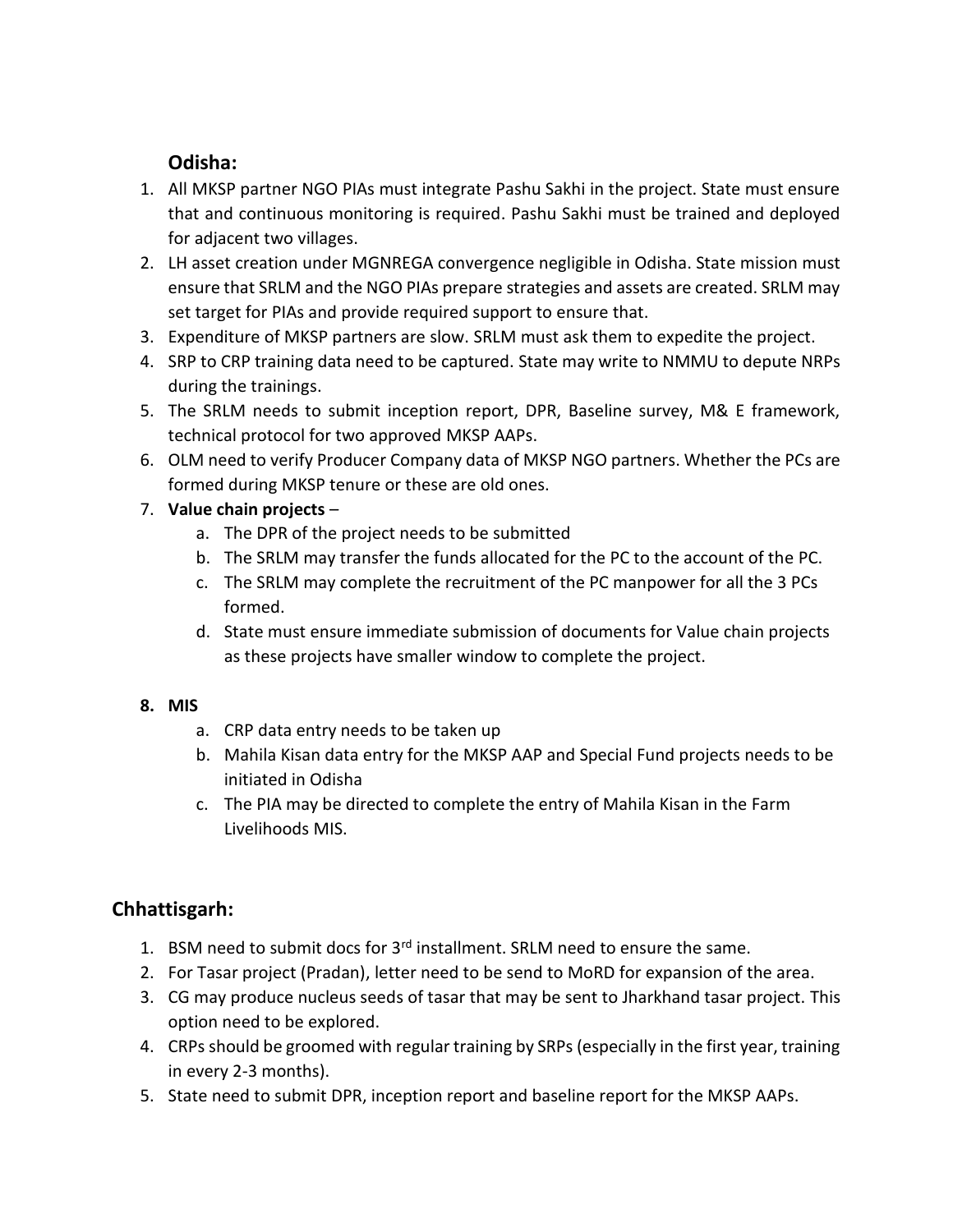## Odisha:

1. All MKSP partner NGO PIAs must integrate Pashu Sakhi in the project. State must ensure that and continuous monitoring is required. Pashu Sakhi must be trained and deployed for adjacent two villages.
2. LH asset creation under MGNREGA convergence negligible in Odisha. State mission must ensure that SRLM and the NGO PIAs prepare strategies and assets are created. SRLM may set target for PIAs and provide required support to ensure that.
3. Expenditure of MKSP partners are slow. SRLM must ask them to expedite the project.
4. SRP to CRP training data need to be captured. State may write to NMMU to depute NRPs during the trainings.
5. The SRLM needs to submit inception report, DPR, Baseline survey, M& E framework, technical protocol for two approved MKSP AAPs.
6. OLM need to verify Producer Company data of MKSP NGO partners. Whether the PCs are formed during MKSP tenure or these are old ones.
7. **Value chain projects** –
   a. The DPR of the project needs to be submitted
   b. The SRLM may transfer the funds allocated for the PC to the account of the PC.
   c. The SRLM may complete the recruitment of the PC manpower for all the 3 PCs formed.
   d. State must ensure immediate submission of documents for Value chain projects as these projects have smaller window to complete the project.
8. **MIS**
   a. CRP data entry needs to be taken up
   b. Mahila Kisan data entry for the MKSP AAP and Special Fund projects needs to be initiated in Odisha
   c. The PIA may be directed to complete the entry of Mahila Kisan in the Farm Livelihoods MIS.

## Chhattisgarh:

1. BSM need to submit docs for 3rd installment. SRLM need to ensure the same.
2. For Tasar project (Pradan), letter need to be send to MoRD for expansion of the area.
3. CG may produce nucleus seeds of tasar that may be sent to Jharkhand tasar project. This option need to be explored.
4. CRPs should be groomed with regular training by SRPs (especially in the first year, training in every 2-3 months).
5. State need to submit DPR, inception report and baseline report for the MKSP AAPs.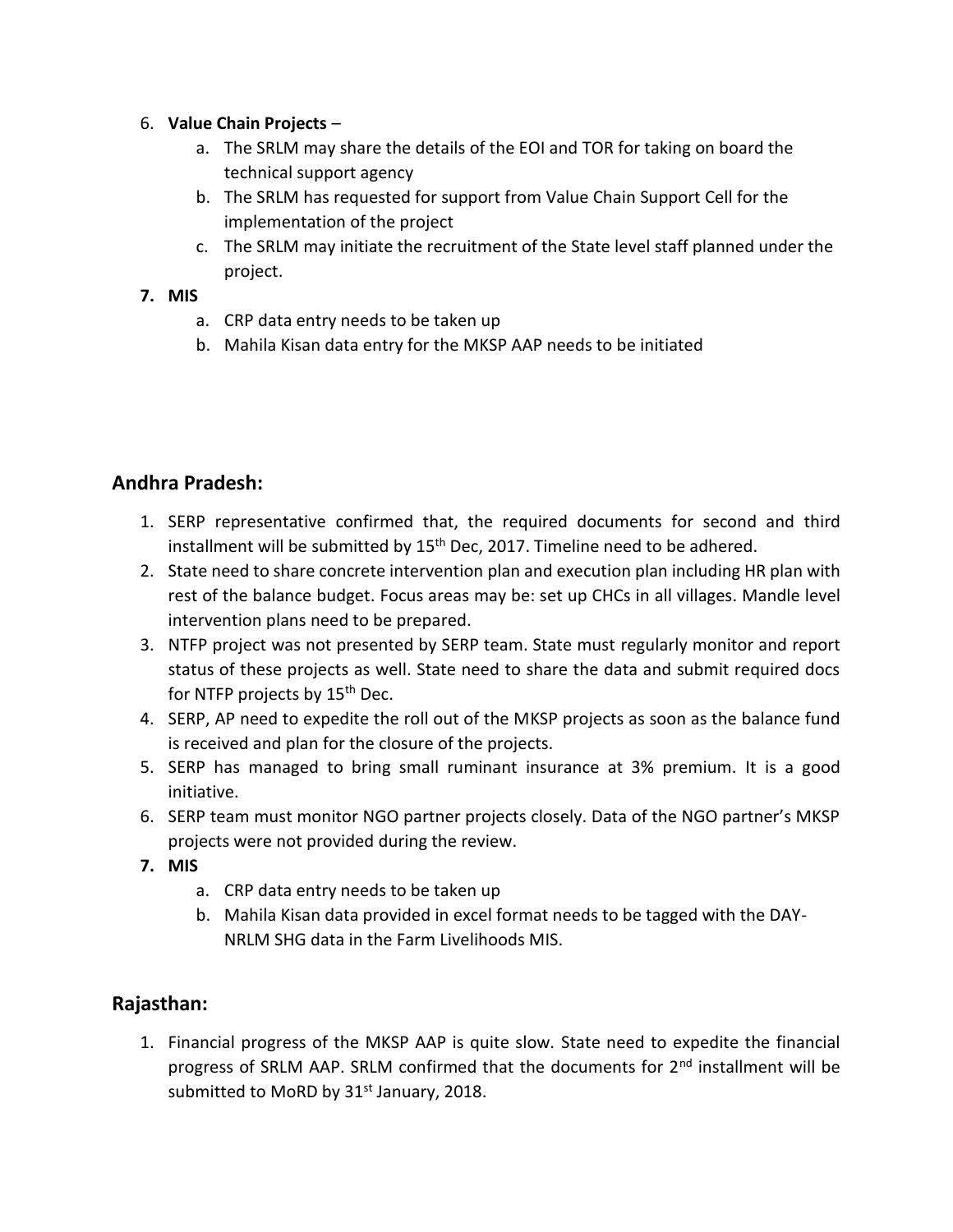6. **Value Chain Projects** –
    a. The SRLM may share the details of the EOI and TOR for taking on board the technical support agency
    b. The SRLM has requested for support from Value Chain Support Cell for the implementation of the project
    c. The SRLM may initiate the recruitment of the State level staff planned under the project.
7. **MIS**
    a. CRP data entry needs to be taken up
    b. Mahila Kisan data entry for the MKSP AAP needs to be initiated

## Andhra Pradesh:

1. SERP representative confirmed that, the required documents for second and third installment will be submitted by 15th Dec, 2017. Timeline need to be adhered.
2. State need to share concrete intervention plan and execution plan including HR plan with rest of the balance budget. Focus areas may be: set up CHCs in all villages. Mandle level intervention plans need to be prepared.
3. NTFP project was not presented by SERP team. State must regularly monitor and report status of these projects as well. State need to share the data and submit required docs for NTFP projects by 15th Dec.
4. SERP, AP need to expedite the roll out of the MKSP projects as soon as the balance fund is received and plan for the closure of the projects.
5. SERP has managed to bring small ruminant insurance at 3% premium. It is a good initiative.
6. SERP team must monitor NGO partner projects closely. Data of the NGO partner's MKSP projects were not provided during the review.
7. **MIS**
    a. CRP data entry needs to be taken up
    b. Mahila Kisan data provided in excel format needs to be tagged with the DAY-NRLM SHG data in the Farm Livelihoods MIS.

## Rajasthan:

1. Financial progress of the MKSP AAP is quite slow. State need to expedite the financial progress of SRLM AAP. SRLM confirmed that the documents for 2nd installment will be submitted to MoRD by 31st January, 2018.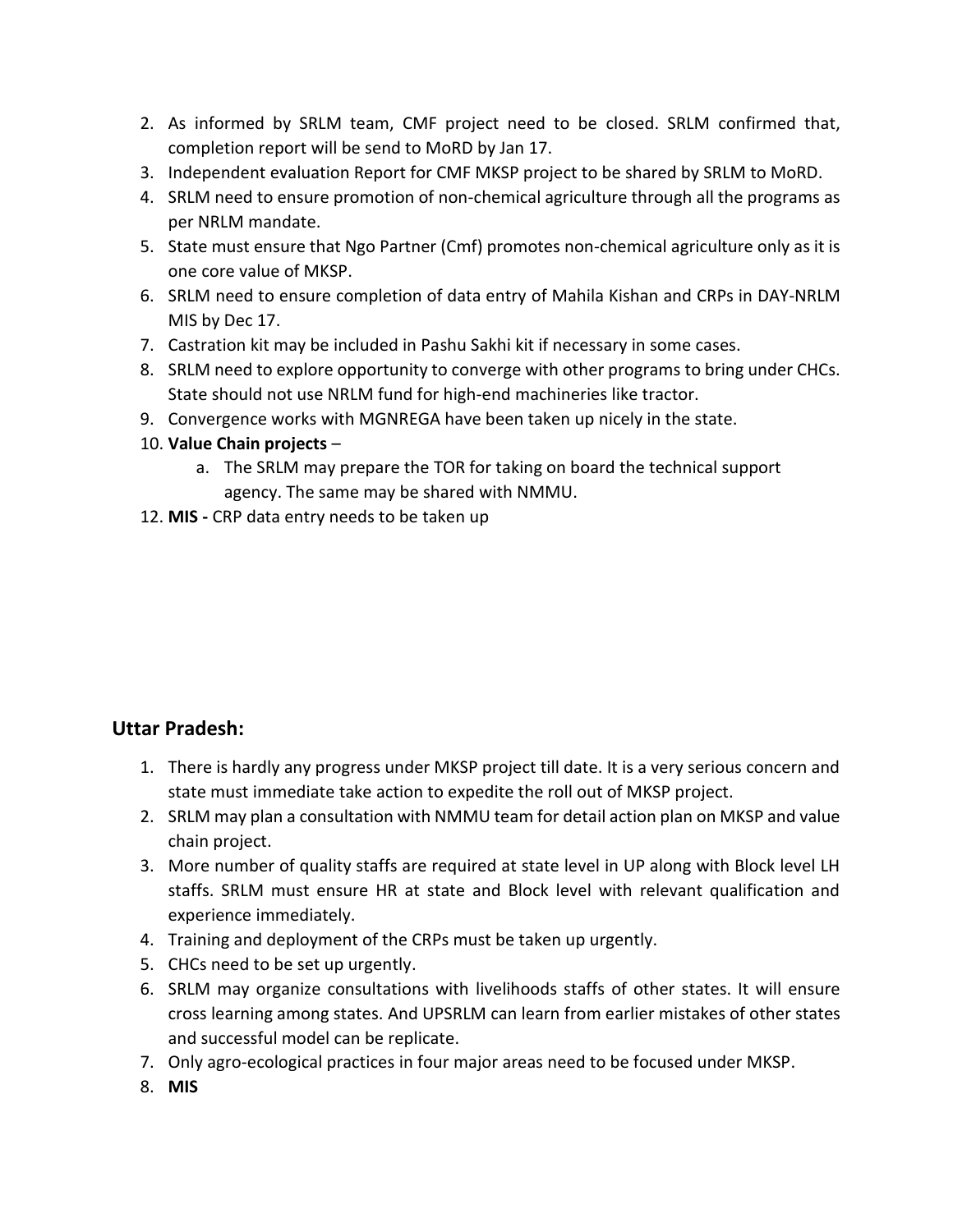2. As informed by SRLM team, CMF project need to be closed. SRLM confirmed that, completion report will be send to MoRD by Jan 17.
3. Independent evaluation Report for CMF MKSP project to be shared by SRLM to MoRD.
4. SRLM need to ensure promotion of non-chemical agriculture through all the programs as per NRLM mandate.
5. State must ensure that Ngo Partner (Cmf) promotes non-chemical agriculture only as it is one core value of MKSP.
6. SRLM need to ensure completion of data entry of Mahila Kishan and CRPs in DAY-NRLM MIS by Dec 17.
7. Castration kit may be included in Pashu Sakhi kit if necessary in some cases.
8. SRLM need to explore opportunity to converge with other programs to bring under CHCs. State should not use NRLM fund for high-end machineries like tractor.
9. Convergence works with MGNREGA have been taken up nicely in the state.
10. **Value Chain projects** –
    a. The SRLM may prepare the TOR for taking on board the technical support agency. The same may be shared with NMMU.
12. **MIS -** CRP data entry needs to be taken up

## Uttar Pradesh:

1. There is hardly any progress under MKSP project till date. It is a very serious concern and state must immediate take action to expedite the roll out of MKSP project.
2. SRLM may plan a consultation with NMMU team for detail action plan on MKSP and value chain project.
3. More number of quality staffs are required at state level in UP along with Block level LH staffs. SRLM must ensure HR at state and Block level with relevant qualification and experience immediately.
4. Training and deployment of the CRPs must be taken up urgently.
5. CHCs need to be set up urgently.
6. SRLM may organize consultations with livelihoods staffs of other states. It will ensure cross learning among states. And UPSRLM can learn from earlier mistakes of other states and successful model can be replicate.
7. Only agro-ecological practices in four major areas need to be focused under MKSP.
8. **MIS**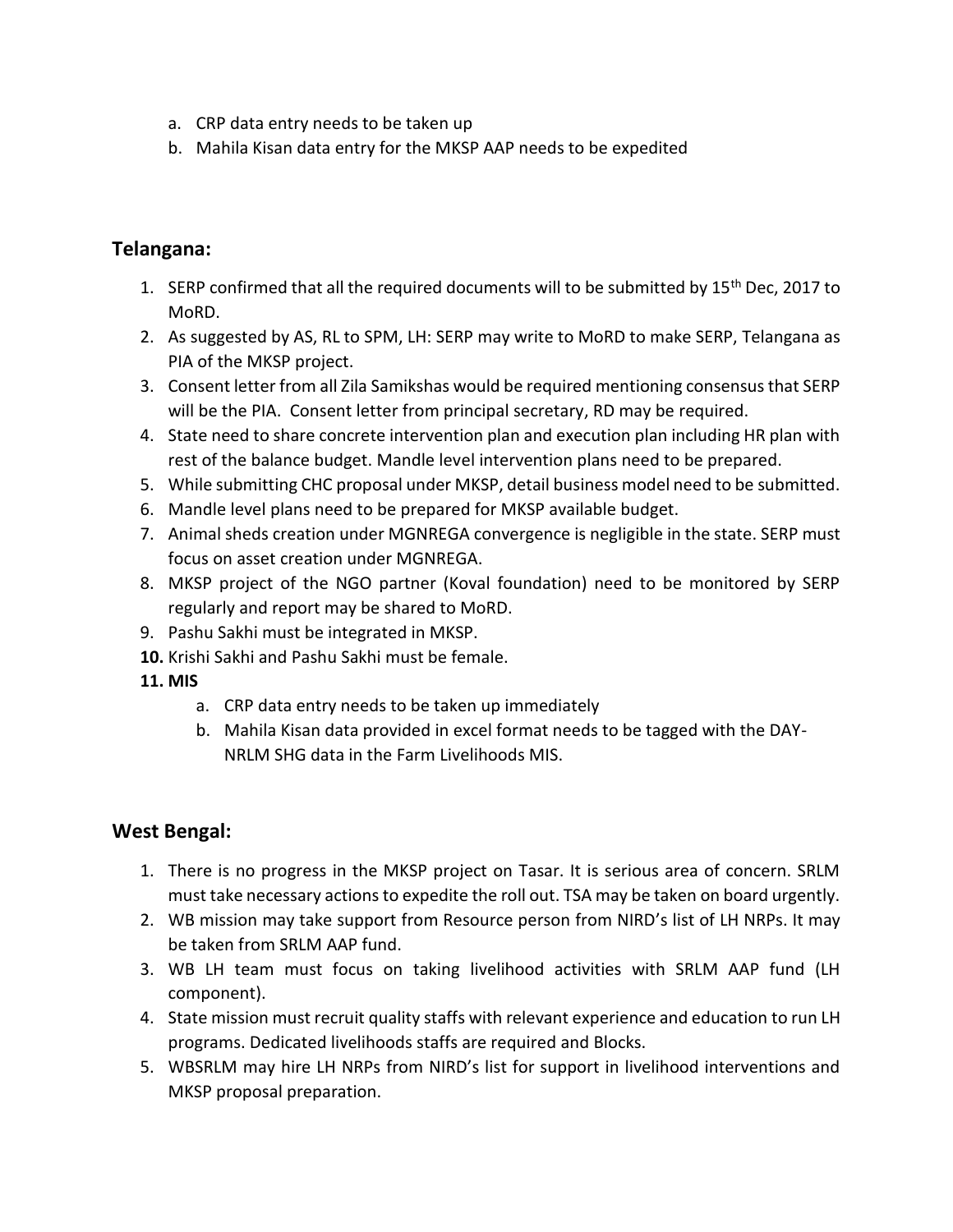a. CRP data entry needs to be taken up
b. Mahila Kisan data entry for the MKSP AAP needs to be expedited

## Telangana:

1. SERP confirmed that all the required documents will to be submitted by 15th Dec, 2017 to MoRD.
2. As suggested by AS, RL to SPM, LH: SERP may write to MoRD to make SERP, Telangana as PIA of the MKSP project.
3. Consent letter from all Zila Samikshas would be required mentioning consensus that SERP will be the PIA. Consent letter from principal secretary, RD may be required.
4. State need to share concrete intervention plan and execution plan including HR plan with rest of the balance budget. Mandle level intervention plans need to be prepared.
5. While submitting CHC proposal under MKSP, detail business model need to be submitted.
6. Mandle level plans need to be prepared for MKSP available budget.
7. Animal sheds creation under MGNREGA convergence is negligible in the state. SERP must focus on asset creation under MGNREGA.
8. MKSP project of the NGO partner (Koval foundation) need to be monitored by SERP regularly and report may be shared to MoRD.
9. Pashu Sakhi must be integrated in MKSP.
10. Krishi Sakhi and Pashu Sakhi must be female.
11. **MIS**
    a. CRP data entry needs to be taken up immediately
    b. Mahila Kisan data provided in excel format needs to be tagged with the DAY-NRLM SHG data in the Farm Livelihoods MIS.

## West Bengal:

1. There is no progress in the MKSP project on Tasar. It is serious area of concern. SRLM must take necessary actions to expedite the roll out. TSA may be taken on board urgently.
2. WB mission may take support from Resource person from NIRD's list of LH NRPs. It may be taken from SRLM AAP fund.
3. WB LH team must focus on taking livelihood activities with SRLM AAP fund (LH component).
4. State mission must recruit quality staffs with relevant experience and education to run LH programs. Dedicated livelihoods staffs are required and Blocks.
5. WBSRLM may hire LH NRPs from NIRD's list for support in livelihood interventions and MKSP proposal preparation.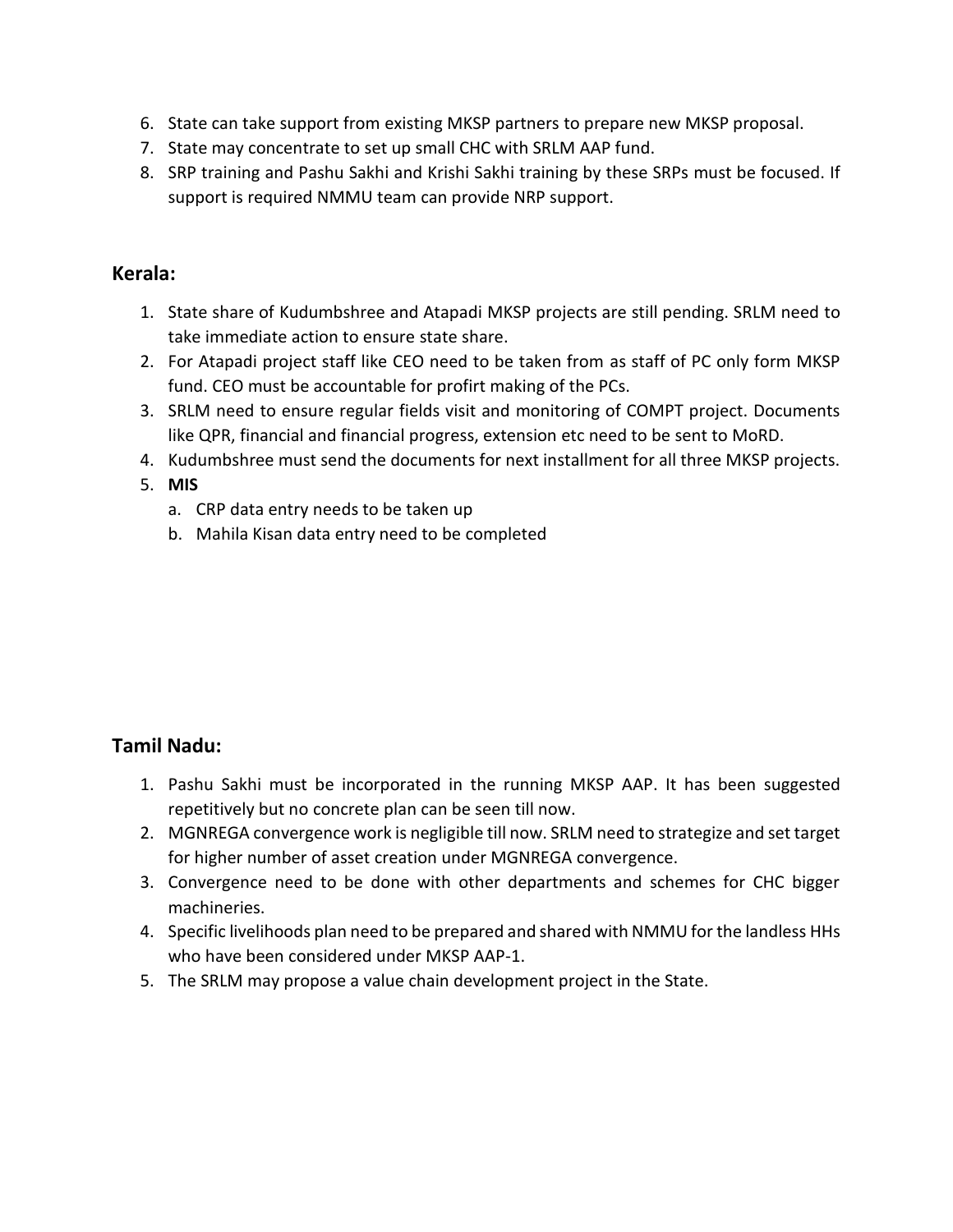6. State can take support from existing MKSP partners to prepare new MKSP proposal.
7. State may concentrate to set up small CHC with SRLM AAP fund.
8. SRP training and Pashu Sakhi and Krishi Sakhi training by these SRPs must be focused. If support is required NMMU team can provide NRP support.

## Kerala:

1. State share of Kudumbshree and Atapadi MKSP projects are still pending. SRLM need to take immediate action to ensure state share.
2. For Atapadi project staff like CEO need to be taken from as staff of PC only form MKSP fund. CEO must be accountable for profirt making of the PCs.
3. SRLM need to ensure regular fields visit and monitoring of COMPT project. Documents like QPR, financial and financial progress, extension etc need to be sent to MoRD.
4. Kudumbshree must send the documents for next installment for all three MKSP projects.
5. **MIS**
   a. CRP data entry needs to be taken up
   b. Mahila Kisan data entry need to be completed

## Tamil Nadu:

1. Pashu Sakhi must be incorporated in the running MKSP AAP. It has been suggested repetitively but no concrete plan can be seen till now.
2. MGNREGA convergence work is negligible till now. SRLM need to strategize and set target for higher number of asset creation under MGNREGA convergence.
3. Convergence need to be done with other departments and schemes for CHC bigger machineries.
4. Specific livelihoods plan need to be prepared and shared with NMMU for the landless HHs who have been considered under MKSP AAP-1.
5. The SRLM may propose a value chain development project in the State.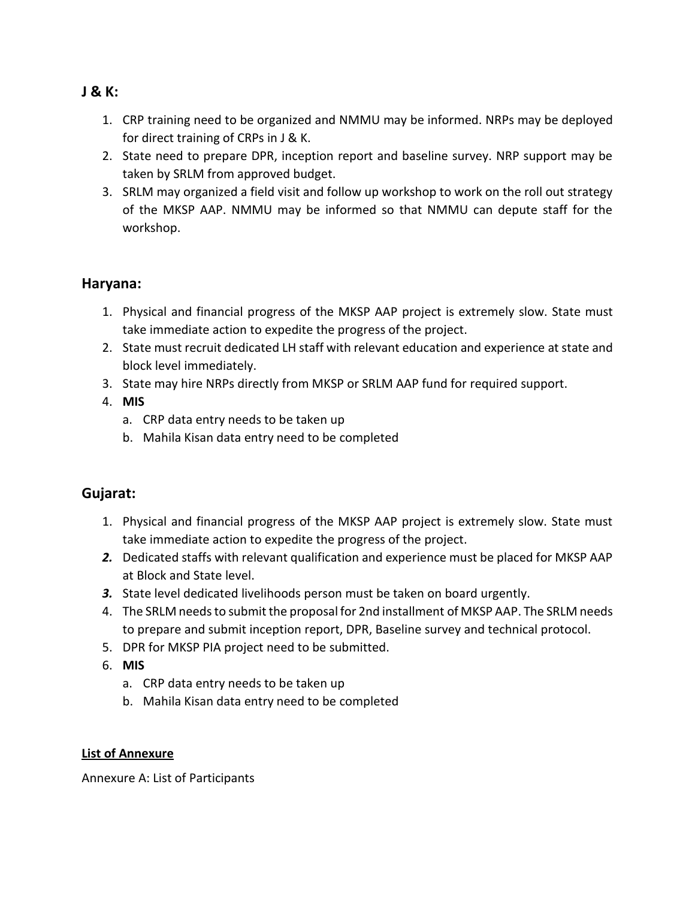### J & K:

1. CRP training need to be organized and NMMU may be informed. NRPs may be deployed for direct training of CRPs in J & K.
2. State need to prepare DPR, inception report and baseline survey. NRP support may be taken by SRLM from approved budget.
3. SRLM may organized a field visit and follow up workshop to work on the roll out strategy of the MKSP AAP. NMMU may be informed so that NMMU can depute staff for the workshop.

## Haryana:

1. Physical and financial progress of the MKSP AAP project is extremely slow. State must take immediate action to expedite the progress of the project.
2. State must recruit dedicated LH staff with relevant education and experience at state and block level immediately.
3. State may hire NRPs directly from MKSP or SRLM AAP fund for required support.
4. **MIS**
   a. CRP data entry needs to be taken up
   b. Mahila Kisan data entry need to be completed

## Gujarat:

1. Physical and financial progress of the MKSP AAP project is extremely slow. State must take immediate action to expedite the progress of the project.
2. Dedicated staffs with relevant qualification and experience must be placed for MKSP AAP at Block and State level.
3. State level dedicated livelihoods person must be taken on board urgently.
4. The SRLM needs to submit the proposal for 2nd installment of MKSP AAP. The SRLM needs to prepare and submit inception report, DPR, Baseline survey and technical protocol.
5. DPR for MKSP PIA project need to be submitted.
6. **MIS**
   a. CRP data entry needs to be taken up
   b. Mahila Kisan data entry need to be completed

**List of Annexure**

Annexure A: List of Participants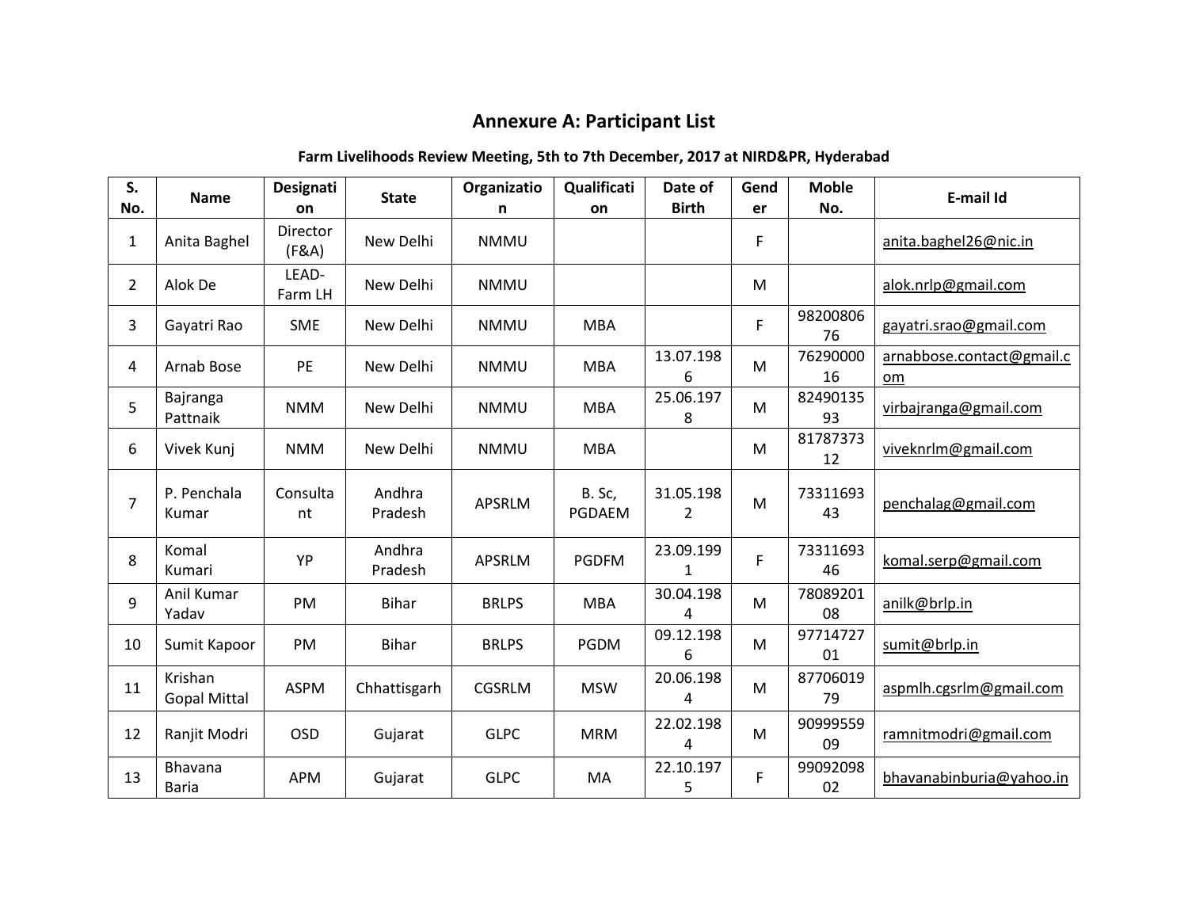# Annexure A: Participant List

**Farm Livelihoods Review Meeting, 5th to 7th December, 2017 at NIRD&PR, Hyderabad**

| S. No. | Name | Designation | State | Organization | Qualification | Date of Birth | Gender | Moble No. | E-mail Id |
|---|---|---|---|---|---|---|---|---|---|
| 1 | Anita Baghel | Director (F&A) | New Delhi | NMMU | | | F | | anita.baghel26@nic.in |
| 2 | Alok De | LEAD-Farm LH | New Delhi | NMMU | | | M | | alok.nrlp@gmail.com |
| 3 | Gayatri Rao | SME | New Delhi | NMMU | MBA | | F | 9820080676 | gayatri.srao@gmail.com |
| 4 | Arnab Bose | PE | New Delhi | NMMU | MBA | 13.07.1986 | M | 7629000016 | arnabbose.contact@gmail.com |
| 5 | Bajranga Pattnaik | NMM | New Delhi | NMMU | MBA | 25.06.1978 | M | 8249013593 | virbajranga@gmail.com |
| 6 | Vivek Kunj | NMM | New Delhi | NMMU | MBA | | M | 8178737312 | viveknrlm@gmail.com |
| 7 | P. Penchala Kumar | Consultant | Andhra Pradesh | APSRLM | B. Sc, PGDAEM | 31.05.1982 | M | 7331169343 | penchalag@gmail.com |
| 8 | Komal Kumari | YP | Andhra Pradesh | APSRLM | PGDFM | 23.09.1991 | F | 7331169346 | komal.serp@gmail.com |
| 9 | Anil Kumar Yadav | PM | Bihar | BRLPS | MBA | 30.04.1984 | M | 7808920108 | anilk@brlp.in |
| 10 | Sumit Kapoor | PM | Bihar | BRLPS | PGDM | 09.12.1986 | M | 9771472701 | sumit@brlp.in |
| 11 | Krishan Gopal Mittal | ASPM | Chhattisgarh | CGSRLM | MSW | 20.06.1984 | M | 8770601979 | aspmlh.cgsrlm@gmail.com |
| 12 | Ranjit Modri | OSD | Gujarat | GLPC | MRM | 22.02.1984 | M | 9099955909 | ramnitmodri@gmail.com |
| 13 | Bhavana Baria | APM | Gujarat | GLPC | MA | 22.10.1975 | F | 9909209802 | bhavanabinburia@yahoo.in |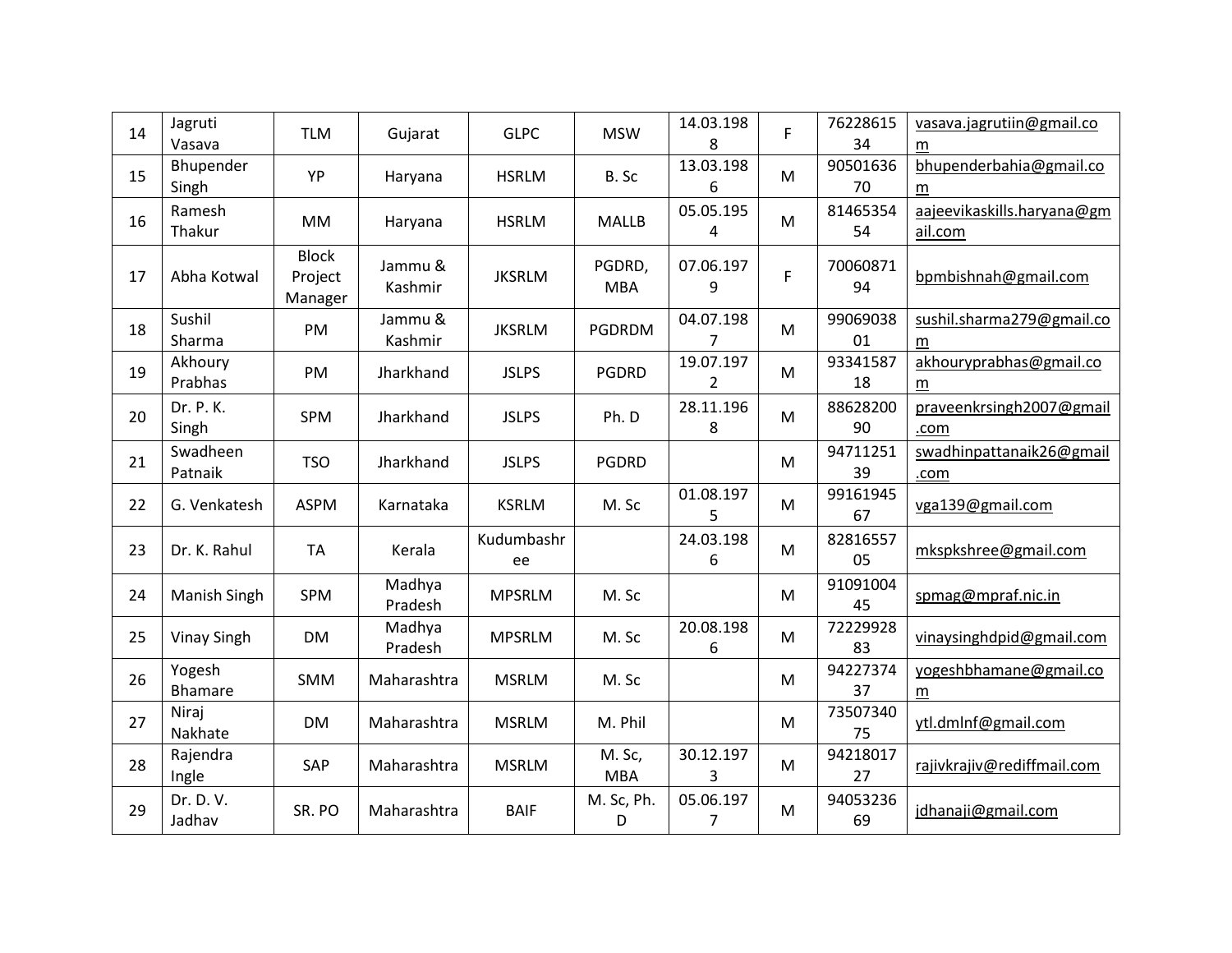| | | | | | | | | | |
|---|---|---|---|---|---|---|---|---|---|
| 14 | Jagruti Vasava | TLM | Gujarat | GLPC | MSW | 14.03.1988 | F | 7622861534 | vasava.jagrutiin@gmail.com |
| 15 | Bhupender Singh | YP | Haryana | HSRLM | B. Sc | 13.03.1986 | M | 9050163670 | bhupenderbahia@gmail.com |
| 16 | Ramesh Thakur | MM | Haryana | HSRLM | MALLB | 05.05.1954 | M | 8146535454 | aajeevikaskills.haryana@gmail.com |
| 17 | Abha Kotwal | Block Project Manager | Jammu & Kashmir | JKSRLM | PGDRD, MBA | 07.06.1979 | F | 7006087194 | bpmbishnah@gmail.com |
| 18 | Sushil Sharma | PM | Jammu & Kashmir | JKSRLM | PGDRDM | 04.07.1987 | M | 9906903801 | sushil.sharma279@gmail.com |
| 19 | Akhoury Prabhas | PM | Jharkhand | JSLPS | PGDRD | 19.07.1972 | M | 9334158718 | akhouryprabhas@gmail.com |
| 20 | Dr. P. K. Singh | SPM | Jharkhand | JSLPS | Ph. D | 28.11.1968 | M | 8862820090 | praveenkrsingh2007@gmail.com |
| 21 | Swadheen Patnaik | TSO | Jharkhand | JSLPS | PGDRD | | M | 9471125139 | swadhinpattanaik26@gmail.com |
| 22 | G. Venkatesh | ASPM | Karnataka | KSRLM | M. Sc | 01.08.1975 | M | 9916194567 | vga139@gmail.com |
| 23 | Dr. K. Rahul | TA | Kerala | Kudumbashree | | 24.03.1986 | M | 8281655705 | mkspkshree@gmail.com |
| 24 | Manish Singh | SPM | Madhya Pradesh | MPSRLM | M. Sc | | M | 9109100445 | spmag@mpraf.nic.in |
| 25 | Vinay Singh | DM | Madhya Pradesh | MPSRLM | M. Sc | 20.08.1986 | M | 7222992883 | vinaysinghdpid@gmail.com |
| 26 | Yogesh Bhamare | SMM | Maharashtra | MSRLM | M. Sc | | M | 9422737437 | yogeshbhamane@gmail.com |
| 27 | Niraj Nakhate | DM | Maharashtra | MSRLM | M. Phil | | M | 7350734075 | ytl.dmlnf@gmail.com |
| 28 | Rajendra Ingle | SAP | Maharashtra | MSRLM | M. Sc, MBA | 30.12.1973 | M | 9421801727 | rajivkrajiv@rediffmail.com |
| 29 | Dr. D. V. Jadhav | SR. PO | Maharashtra | BAIF | M. Sc, Ph. D | 05.06.1977 | M | 9405323669 | jdhanaji@gmail.com |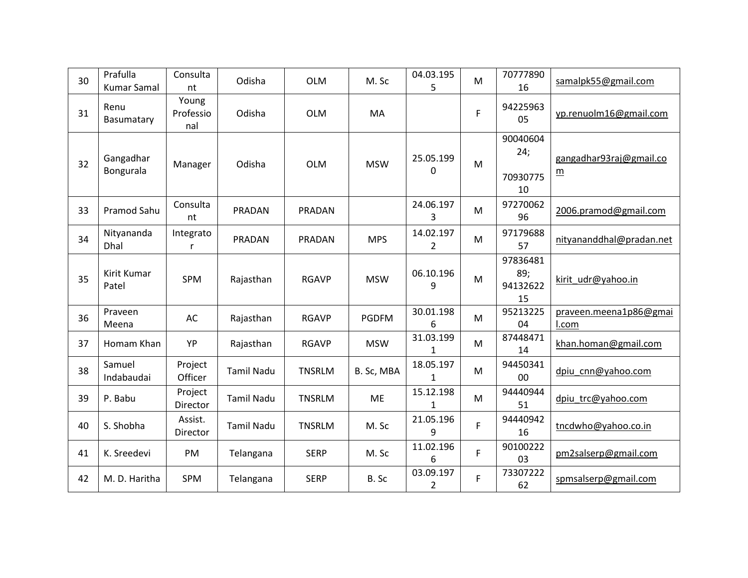| | | | | | | | | | |
|---|---|---|---|---|---|---|---|---|---|
| 30 | Prafulla Kumar Samal | Consultant | Odisha | OLM | M. Sc | 04.03.1955 | M | 7077789016 | samalpk55@gmail.com |
| 31 | Renu Basumatary | Young Professional | Odisha | OLM | MA | | F | 9422596305 | yp.renuolm16@gmail.com |
| 32 | Gangadhar Bongurala | Manager | Odisha | OLM | MSW | 25.05.1990 | M | 9004060424; 7093077510 | gangadhar93raj@gmail.com |
| 33 | Pramod Sahu | Consultant | PRADAN | PRADAN | | 24.06.1973 | M | 9727006296 | 2006.pramod@gmail.com |
| 34 | Nityananda Dhal | Integrator | PRADAN | PRADAN | MPS | 14.02.1972 | M | 9717968857 | nityananddhal@pradan.net |
| 35 | Kirit Kumar Patel | SPM | Rajasthan | RGAVP | MSW | 06.10.1969 | M | 9783648189; 9413262215 | kirit_udr@yahoo.in |
| 36 | Praveen Meena | AC | Rajasthan | RGAVP | PGDFM | 30.01.1986 | M | 9521322504 | praveen.meena1p86@gmail.com |
| 37 | Homam Khan | YP | Rajasthan | RGAVP | MSW | 31.03.1991 | M | 8744847114 | khan.homan@gmail.com |
| 38 | Samuel Indabaudai | Project Officer | Tamil Nadu | TNSRLM | B. Sc, MBA | 18.05.1971 | M | 9445034100 | dpiu_cnn@yahoo.com |
| 39 | P. Babu | Project Director | Tamil Nadu | TNSRLM | ME | 15.12.1981 | M | 9444094451 | dpiu_trc@yahoo.com |
| 40 | S. Shobha | Assist. Director | Tamil Nadu | TNSRLM | M. Sc | 21.05.1969 | F | 9444094216 | tncdwho@yahoo.co.in |
| 41 | K. Sreedevi | PM | Telangana | SERP | M. Sc | 11.02.1966 | F | 9010022203 | pm2salserp@gmail.com |
| 42 | M. D. Haritha | SPM | Telangana | SERP | B. Sc | 03.09.1972 | F | 7330722262 | spmsalserp@gmail.com |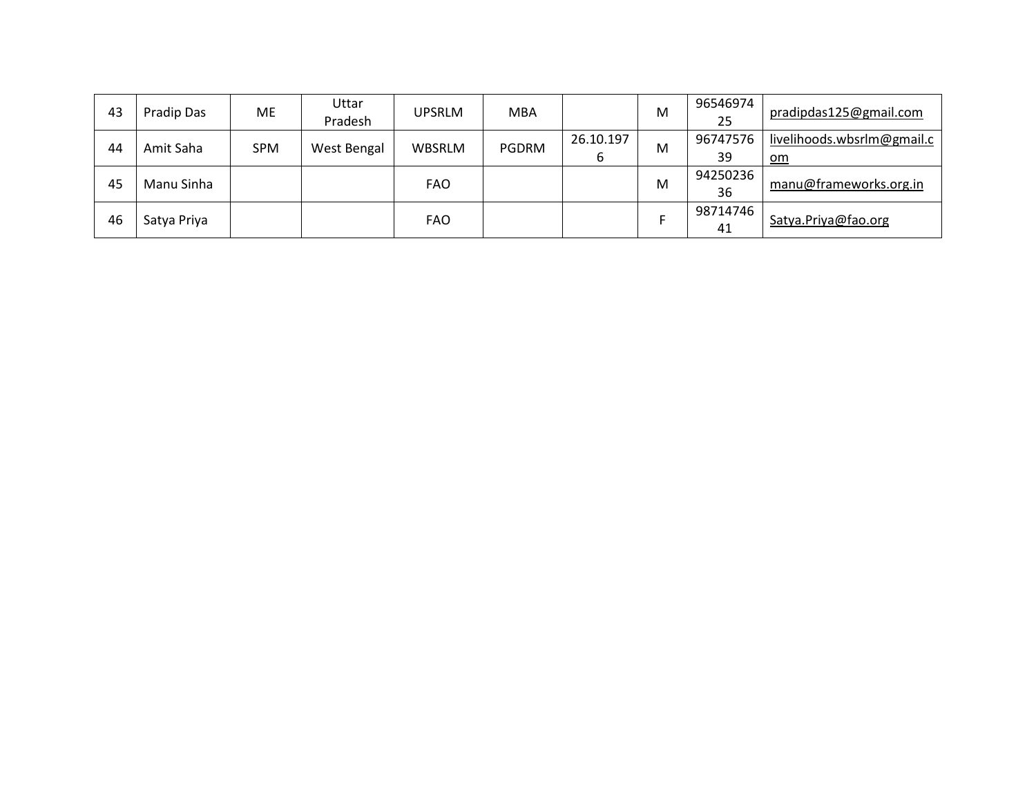| | | | | | | | | | |
|---|---|---|---|---|---|---|---|---|---|
| 43 | Pradip Das | ME | Uttar Pradesh | UPSRLM | MBA | | M | 9654697425 | pradipdas125@gmail.com |
| 44 | Amit Saha | SPM | West Bengal | WBSRLM | PGDRM | 26.10.1976 | M | 9674757639 | livelihoods.wbsrlm@gmail.com |
| 45 | Manu Sinha | | | FAO | | | M | 9425023636 | manu@frameworks.org.in |
| 46 | Satya Priya | | | FAO | | | F | 9871474641 | Satya.Priya@fao.org |